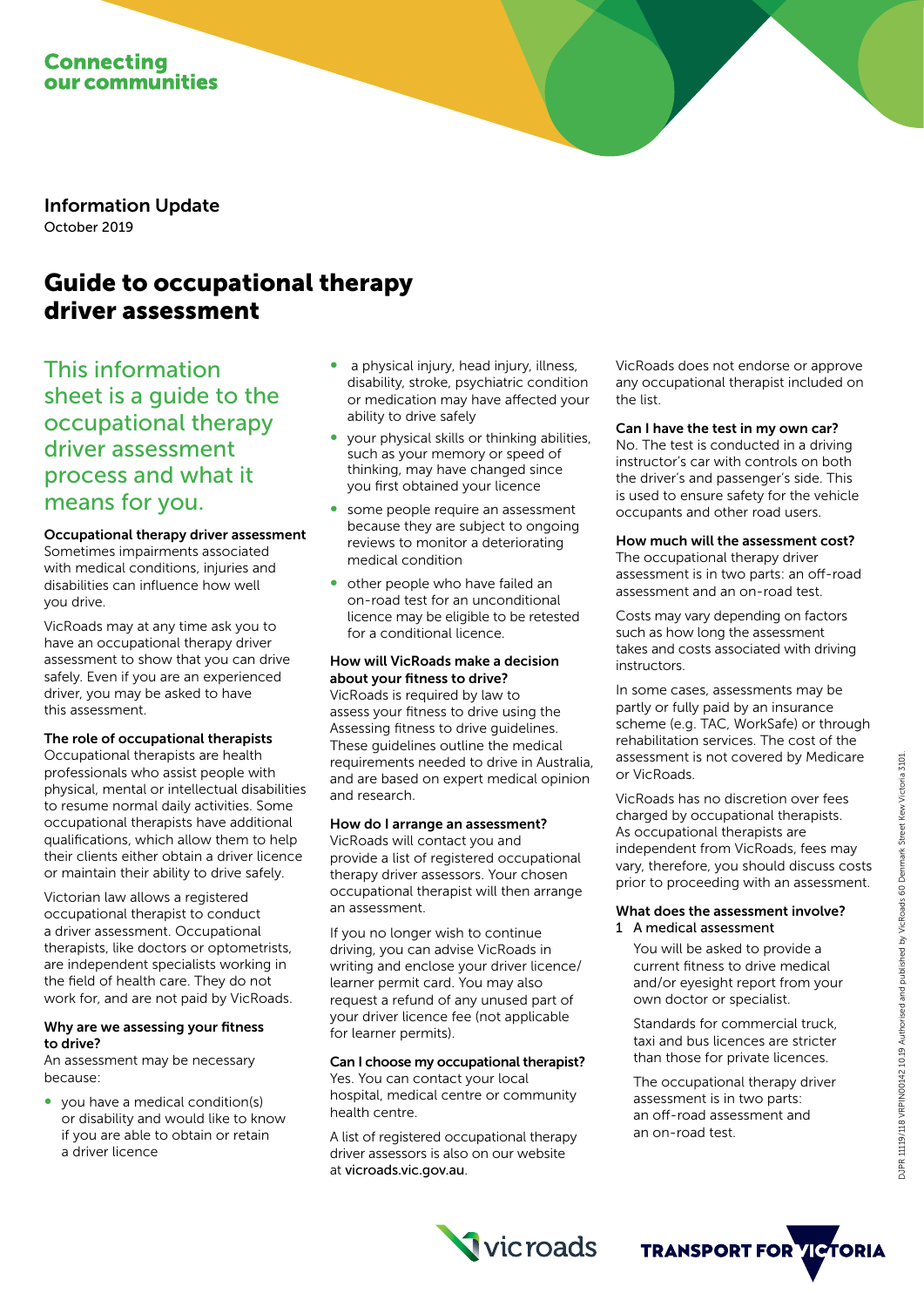Connecting our communities

Information Update
October 2019

# Guide to occupational therapy driver assessment

## This information sheet is a guide to the occupational therapy driver assessment process and what it means for you.

### Occupational therapy driver assessment

Sometimes impairments associated with medical conditions, injuries and disabilities can influence how well you drive.

VicRoads may at any time ask you to have an occupational therapy driver assessment to show that you can drive safely. Even if you are an experienced driver, you may be asked to have this assessment.

### The role of occupational therapists

Occupational therapists are health professionals who assist people with physical, mental or intellectual disabilities to resume normal daily activities. Some occupational therapists have additional qualifications, which allow them to help their clients either obtain a driver licence or maintain their ability to drive safely.

Victorian law allows a registered occupational therapist to conduct a driver assessment. Occupational therapists, like doctors or optometrists, are independent specialists working in the field of health care. They do not work for, and are not paid by VicRoads.

### Why are we assessing your fitness to drive?

An assessment may be necessary because:

- you have a medical condition(s) or disability and would like to know if you are able to obtain or retain a driver licence
- a physical injury, head injury, illness, disability, stroke, psychiatric condition or medication may have affected your ability to drive safely
- your physical skills or thinking abilities, such as your memory or speed of thinking, may have changed since you first obtained your licence
- some people require an assessment because they are subject to ongoing reviews to monitor a deteriorating medical condition
- other people who have failed an on-road test for an unconditional licence may be eligible to be retested for a conditional licence.

### How will VicRoads make a decision about your fitness to drive?

VicRoads is required by law to assess your fitness to drive using the Assessing fitness to drive guidelines. These guidelines outline the medical requirements needed to drive in Australia, and are based on expert medical opinion and research.

### How do I arrange an assessment?

VicRoads will contact you and provide a list of registered occupational therapy driver assessors. Your chosen occupational therapist will then arrange an assessment.

If you no longer wish to continue driving, you can advise VicRoads in writing and enclose your driver licence/learner permit card. You may also request a refund of any unused part of your driver licence fee (not applicable for learner permits).

### Can I choose my occupational therapist?

Yes. You can contact your local hospital, medical centre or community health centre.

A list of registered occupational therapy driver assessors is also on our website at vicroads.vic.gov.au.

VicRoads does not endorse or approve any occupational therapist included on the list.

### Can I have the test in my own car?

No. The test is conducted in a driving instructor's car with controls on both the driver's and passenger's side. This is used to ensure safety for the vehicle occupants and other road users.

### How much will the assessment cost?

The occupational therapy driver assessment is in two parts: an off-road assessment and an on-road test.

Costs may vary depending on factors such as how long the assessment takes and costs associated with driving instructors.

In some cases, assessments may be partly or fully paid by an insurance scheme (e.g. TAC, WorkSafe) or through rehabilitation services. The cost of the assessment is not covered by Medicare or VicRoads.

VicRoads has no discretion over fees charged by occupational therapists. As occupational therapists are independent from VicRoads, fees may vary, therefore, you should discuss costs prior to proceeding with an assessment.

### What does the assessment involve?

1. A medical assessment

   You will be asked to provide a current fitness to drive medical and/or eyesight report from your own doctor or specialist.

   Standards for commercial truck, taxi and bus licences are stricter than those for private licences.

   The occupational therapy driver assessment is in two parts: an off-road assessment and an on-road test.

DJPR 11119/118 VRPIN00142 10.19 Authorised and published by VicRoads 60 Denmark Street Kew Victoria 3101.

vicroads

TRANSPORT FOR VICTORIA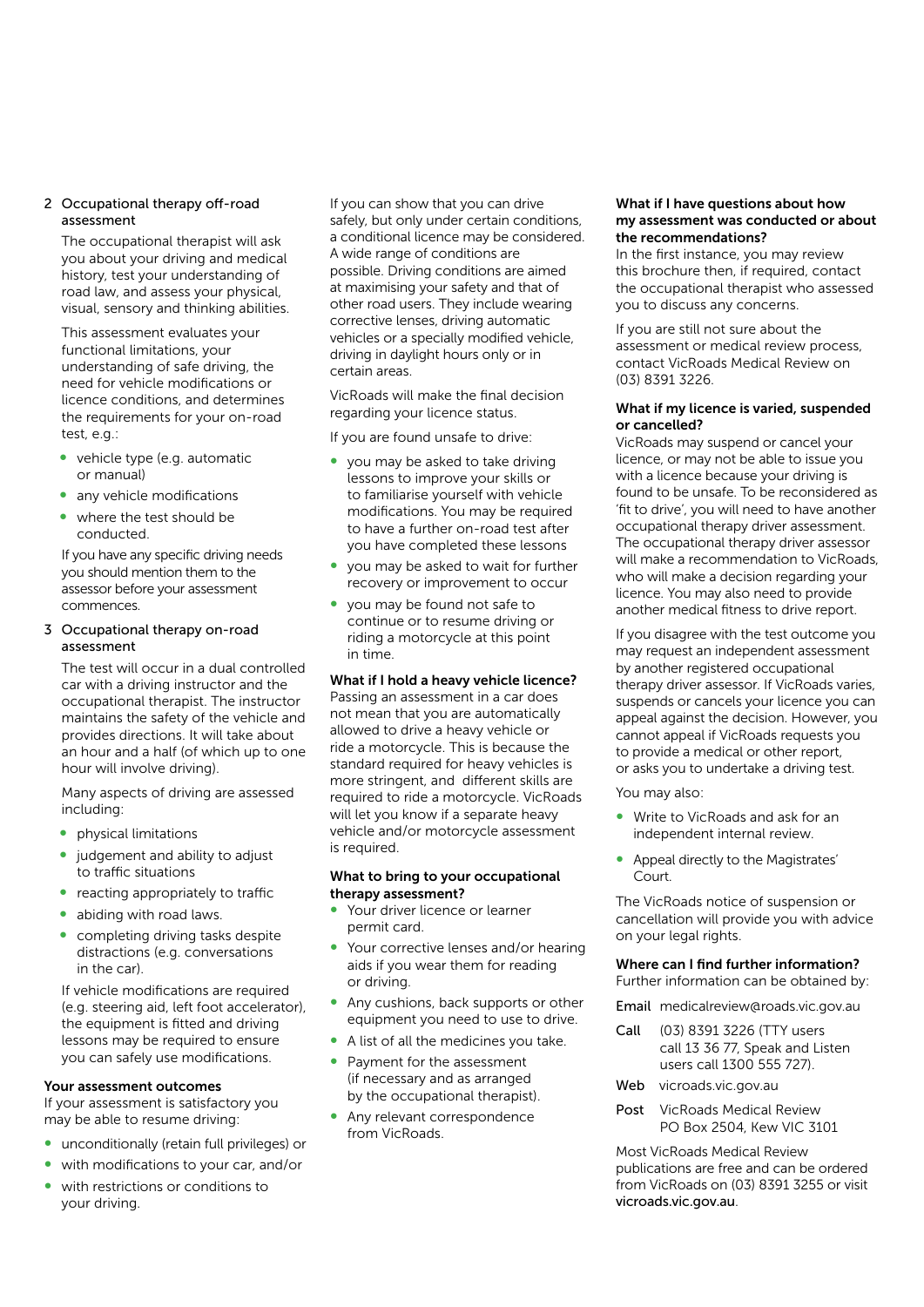2. Occupational therapy off-road assessment

   The occupational therapist will ask you about your driving and medical history, test your understanding of road law, and assess your physical, visual, sensory and thinking abilities.

   This assessment evaluates your functional limitations, your understanding of safe driving, the need for vehicle modifications or licence conditions, and determines the requirements for your on-road test, e.g.:

   - vehicle type (e.g. automatic or manual)
   - any vehicle modifications
   - where the test should be conducted.

   If you have any specific driving needs you should mention them to the assessor before your assessment commences.

3. Occupational therapy on-road assessment

   The test will occur in a dual controlled car with a driving instructor and the occupational therapist. The instructor maintains the safety of the vehicle and provides directions. It will take about an hour and a half (of which up to one hour will involve driving).

   Many aspects of driving are assessed including:

   - physical limitations
   - judgement and ability to adjust to traffic situations
   - reacting appropriately to traffic
   - abiding with road laws.
   - completing driving tasks despite distractions (e.g. conversations in the car).

   If vehicle modifications are required (e.g. steering aid, left foot accelerator), the equipment is fitted and driving lessons may be required to ensure you can safely use modifications.

### Your assessment outcomes

If your assessment is satisfactory you may be able to resume driving:

- unconditionally (retain full privileges) or
- with modifications to your car, and/or
- with restrictions or conditions to your driving.

If you can show that you can drive safely, but only under certain conditions, a conditional licence may be considered. A wide range of conditions are possible. Driving conditions are aimed at maximising your safety and that of other road users. They include wearing corrective lenses, driving automatic vehicles or a specially modified vehicle, driving in daylight hours only or in certain areas.

VicRoads will make the final decision regarding your licence status.

If you are found unsafe to drive:

- you may be asked to take driving lessons to improve your skills or to familiarise yourself with vehicle modifications. You may be required to have a further on-road test after you have completed these lessons
- you may be asked to wait for further recovery or improvement to occur
- you may be found not safe to continue or to resume driving or riding a motorcycle at this point in time.

### What if I hold a heavy vehicle licence?

Passing an assessment in a car does not mean that you are automatically allowed to drive a heavy vehicle or ride a motorcycle. This is because the standard required for heavy vehicles is more stringent, and different skills are required to ride a motorcycle. VicRoads will let you know if a separate heavy vehicle and/or motorcycle assessment is required.

### What to bring to your occupational therapy assessment?

- Your driver licence or learner permit card.
- Your corrective lenses and/or hearing aids if you wear them for reading or driving.
- Any cushions, back supports or other equipment you need to use to drive.
- A list of all the medicines you take.
- Payment for the assessment (if necessary and as arranged by the occupational therapist).
- Any relevant correspondence from VicRoads.

### What if I have questions about how my assessment was conducted or about the recommendations?

In the first instance, you may review this brochure then, if required, contact the occupational therapist who assessed you to discuss any concerns.

If you are still not sure about the assessment or medical review process, contact VicRoads Medical Review on (03) 8391 3226.

### What if my licence is varied, suspended or cancelled?

VicRoads may suspend or cancel your licence, or may not be able to issue you with a licence because your driving is found to be unsafe. To be reconsidered as 'fit to drive', you will need to have another occupational therapy driver assessment. The occupational therapy driver assessor will make a recommendation to VicRoads, who will make a decision regarding your licence. You may also need to provide another medical fitness to drive report.

If you disagree with the test outcome you may request an independent assessment by another registered occupational therapy driver assessor. If VicRoads varies, suspends or cancels your licence you can appeal against the decision. However, you cannot appeal if VicRoads requests you to provide a medical or other report, or asks you to undertake a driving test.

You may also:

- Write to VicRoads and ask for an independent internal review.
- Appeal directly to the Magistrates' Court.

The VicRoads notice of suspension or cancellation will provide you with advice on your legal rights.

### Where can I find further information?

Further information can be obtained by:

**Email** medicalreview@roads.vic.gov.au

**Call** (03) 8391 3226 (TTY users call 13 36 77, Speak and Listen users call 1300 555 727).

**Web** vicroads.vic.gov.au

**Post** VicRoads Medical Review
PO Box 2504, Kew VIC 3101

Most VicRoads Medical Review publications are free and can be ordered from VicRoads on (03) 8391 3255 or visit **vicroads.vic.gov.au**.